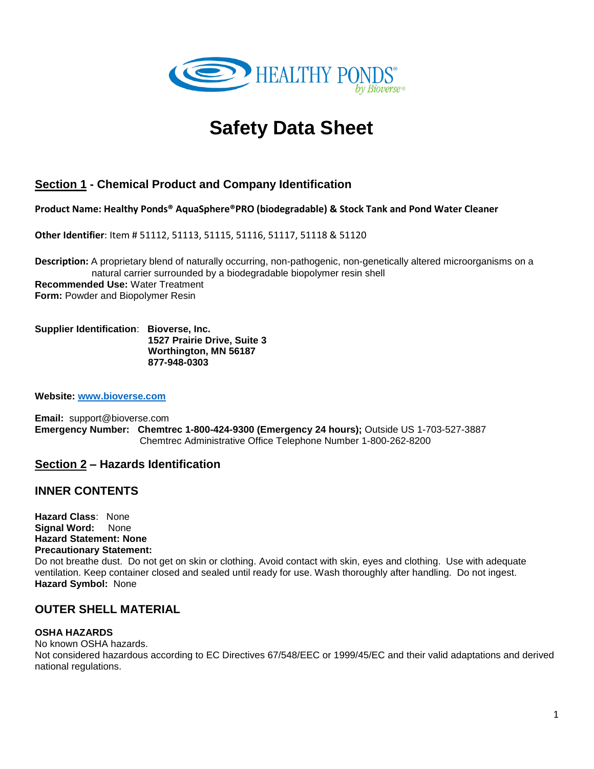# Safety Data Sheet

## Section 1 - Chemical Product and Company Identification

**Product Name: Healthy Ponds® AquaSphere®PRO (biodegradable) & Stock Tank and Pond Water Cleaner**

**Other Identifier**: Item # 51112, 51113, 51115, 51116, 51117, 51118 & 51120

**Description:** A proprietary blend of naturally occurring, non-pathogenic, non-genetically altered microorganisms on a natural carrier surrounded by a biodegradable biopolymer resin shell
**Recommended Use:** Water Treatment
**Form:** Powder and Biopolymer Resin

**Supplier Identification**: **Bioverse, Inc.**
**1527 Prairie Drive, Suite 3**
**Worthington, MN 56187**
**877-948-0303**

**Website: [www.bioverse.com](http://www.bioverse.com)**

**Email:** support@bioverse.com
**Emergency Number: Chemtrec 1-800-424-9300 (Emergency 24 hours);** Outside US 1-703-527-3887
Chemtrec Administrative Office Telephone Number 1-800-262-8200

## Section 2 – Hazards Identification

### INNER CONTENTS

**Hazard Class**: None
**Signal Word:** None
**Hazard Statement: None**
**Precautionary Statement:**
Do not breathe dust. Do not get on skin or clothing. Avoid contact with skin, eyes and clothing. Use with adequate ventilation. Keep container closed and sealed until ready for use. Wash thoroughly after handling. Do not ingest.
**Hazard Symbol:** None

### OUTER SHELL MATERIAL

**OSHA HAZARDS**
No known OSHA hazards.
Not considered hazardous according to EC Directives 67/548/EEC or 1999/45/EC and their valid adaptations and derived national regulations.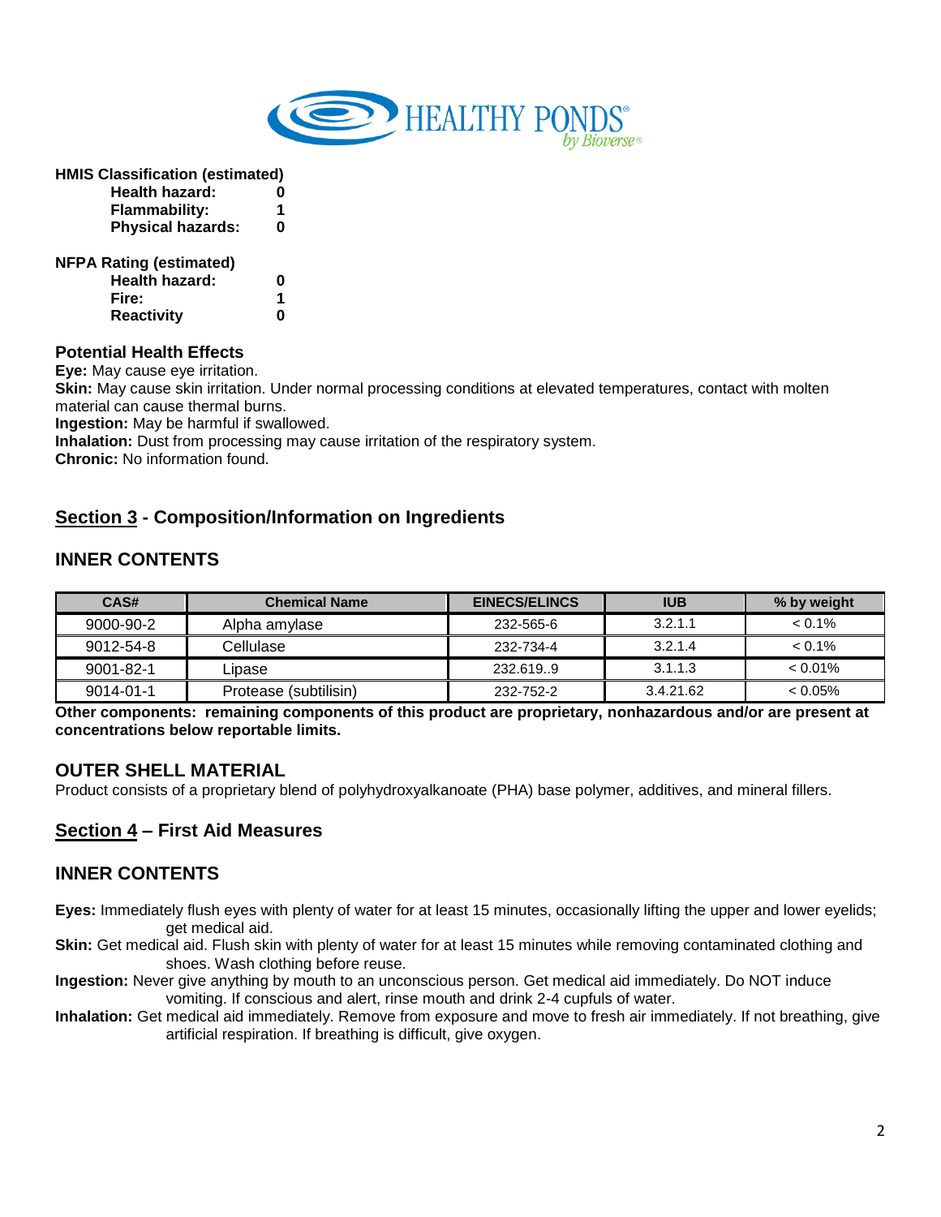**HMIS Classification (estimated)**

| | |
|---|---|
| **Health hazard:** | **0** |
| **Flammability:** | **1** |
| **Physical hazards:** | **0** |

**NFPA Rating (estimated)**

| | |
|---|---|
| **Health hazard:** | **0** |
| **Fire:** | **1** |
| **Reactivity** | **0** |

### Potential Health Effects

**Eye:** May cause eye irritation.
**Skin:** May cause skin irritation. Under normal processing conditions at elevated temperatures, contact with molten material can cause thermal burns.
**Ingestion:** May be harmful if swallowed.
**Inhalation:** Dust from processing may cause irritation of the respiratory system.
**Chronic:** No information found.

## Section 3 - Composition/Information on Ingredients

### INNER CONTENTS

| CAS# | Chemical Name | EINECS/ELINCS | IUB | % by weight |
|---|---|---|---|---|
| 9000-90-2 | Alpha amylase | 232-565-6 | 3.2.1.1 | < 0.1% |
| 9012-54-8 | Cellulase | 232-734-4 | 3.2.1.4 | < 0.1% |
| 9001-82-1 | Lipase | 232.619..9 | 3.1.1.3 | < 0.01% |
| 9014-01-1 | Protease (subtilisin) | 232-752-2 | 3.4.21.62 | < 0.05% |

**Other components: remaining components of this product are proprietary, nonhazardous and/or are present at concentrations below reportable limits.**

### OUTER SHELL MATERIAL

Product consists of a proprietary blend of polyhydroxyalkanoate (PHA) base polymer, additives, and mineral fillers.

## Section 4 – First Aid Measures

### INNER CONTENTS

**Eyes:** Immediately flush eyes with plenty of water for at least 15 minutes, occasionally lifting the upper and lower eyelids; get medical aid.
**Skin:** Get medical aid. Flush skin with plenty of water for at least 15 minutes while removing contaminated clothing and shoes. Wash clothing before reuse.
**Ingestion:** Never give anything by mouth to an unconscious person. Get medical aid immediately. Do NOT induce vomiting. If conscious and alert, rinse mouth and drink 2-4 cupfuls of water.
**Inhalation:** Get medical aid immediately. Remove from exposure and move to fresh air immediately. If not breathing, give artificial respiration. If breathing is difficult, give oxygen.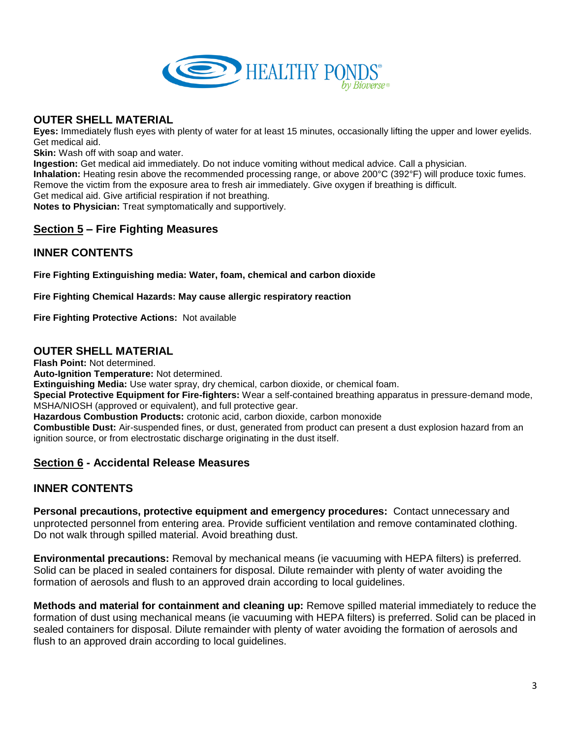## OUTER SHELL MATERIAL

**Eyes:** Immediately flush eyes with plenty of water for at least 15 minutes, occasionally lifting the upper and lower eyelids. Get medical aid.
**Skin:** Wash off with soap and water.
**Ingestion:** Get medical aid immediately. Do not induce vomiting without medical advice. Call a physician.
**Inhalation:** Heating resin above the recommended processing range, or above 200°C (392°F) will produce toxic fumes. Remove the victim from the exposure area to fresh air immediately. Give oxygen if breathing is difficult.
Get medical aid. Give artificial respiration if not breathing.
**Notes to Physician:** Treat symptomatically and supportively.

## <u>Section 5</u> – Fire Fighting Measures

## INNER CONTENTS

**Fire Fighting Extinguishing media: Water, foam, chemical and carbon dioxide**

**Fire Fighting Chemical Hazards: May cause allergic respiratory reaction**

**Fire Fighting Protective Actions:** Not available

## OUTER SHELL MATERIAL

**Flash Point:** Not determined.
**Auto-Ignition Temperature:** Not determined.
**Extinguishing Media:** Use water spray, dry chemical, carbon dioxide, or chemical foam.
**Special Protective Equipment for Fire-fighters:** Wear a self-contained breathing apparatus in pressure-demand mode, MSHA/NIOSH (approved or equivalent), and full protective gear.
**Hazardous Combustion Products:** crotonic acid, carbon dioxide, carbon monoxide
**Combustible Dust:** Air-suspended fines, or dust, generated from product can present a dust explosion hazard from an ignition source, or from electrostatic discharge originating in the dust itself.

## <u>Section 6</u> - Accidental Release Measures

## INNER CONTENTS

**Personal precautions, protective equipment and emergency procedures:** Contact unnecessary and unprotected personnel from entering area. Provide sufficient ventilation and remove contaminated clothing. Do not walk through spilled material. Avoid breathing dust.

**Environmental precautions:** Removal by mechanical means (ie vacuuming with HEPA filters) is preferred. Solid can be placed in sealed containers for disposal. Dilute remainder with plenty of water avoiding the formation of aerosols and flush to an approved drain according to local guidelines.

**Methods and material for containment and cleaning up:** Remove spilled material immediately to reduce the formation of dust using mechanical means (ie vacuuming with HEPA filters) is preferred. Solid can be placed in sealed containers for disposal. Dilute remainder with plenty of water avoiding the formation of aerosols and flush to an approved drain according to local guidelines.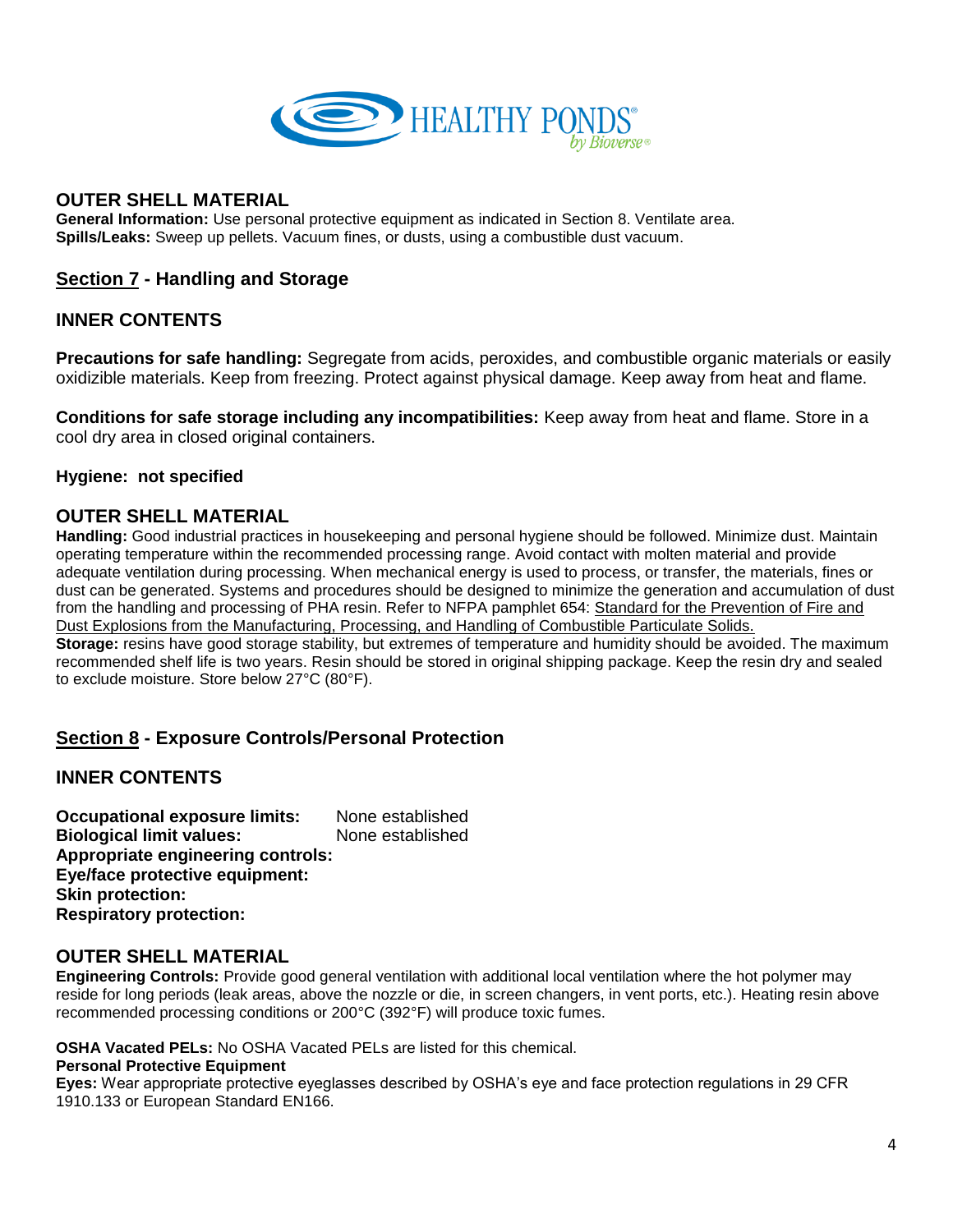## OUTER SHELL MATERIAL

**General Information:** Use personal protective equipment as indicated in Section 8. Ventilate area.
**Spills/Leaks:** Sweep up pellets. Vacuum fines, or dusts, using a combustible dust vacuum.

## Section 7 - Handling and Storage

### INNER CONTENTS

**Precautions for safe handling:** Segregate from acids, peroxides, and combustible organic materials or easily oxidizible materials. Keep from freezing. Protect against physical damage. Keep away from heat and flame.

**Conditions for safe storage including any incompatibilities:** Keep away from heat and flame. Store in a cool dry area in closed original containers.

**Hygiene: not specified**

### OUTER SHELL MATERIAL

**Handling:** Good industrial practices in housekeeping and personal hygiene should be followed. Minimize dust. Maintain operating temperature within the recommended processing range. Avoid contact with molten material and provide adequate ventilation during processing. When mechanical energy is used to process, or transfer, the materials, fines or dust can be generated. Systems and procedures should be designed to minimize the generation and accumulation of dust from the handling and processing of PHA resin. Refer to NFPA pamphlet 654: Standard for the Prevention of Fire and Dust Explosions from the Manufacturing, Processing, and Handling of Combustible Particulate Solids.
**Storage:** resins have good storage stability, but extremes of temperature and humidity should be avoided. The maximum recommended shelf life is two years. Resin should be stored in original shipping package. Keep the resin dry and sealed to exclude moisture. Store below 27°C (80°F).

## Section 8 - Exposure Controls/Personal Protection

### INNER CONTENTS

**Occupational exposure limits:** None established
**Biological limit values:** None established
**Appropriate engineering controls:**
**Eye/face protective equipment:**
**Skin protection:**
**Respiratory protection:**

### OUTER SHELL MATERIAL

**Engineering Controls:** Provide good general ventilation with additional local ventilation where the hot polymer may reside for long periods (leak areas, above the nozzle or die, in screen changers, in vent ports, etc.). Heating resin above recommended processing conditions or 200°C (392°F) will produce toxic fumes.

**OSHA Vacated PELs:** No OSHA Vacated PELs are listed for this chemical.
**Personal Protective Equipment**
**Eyes:** Wear appropriate protective eyeglasses described by OSHA's eye and face protection regulations in 29 CFR 1910.133 or European Standard EN166.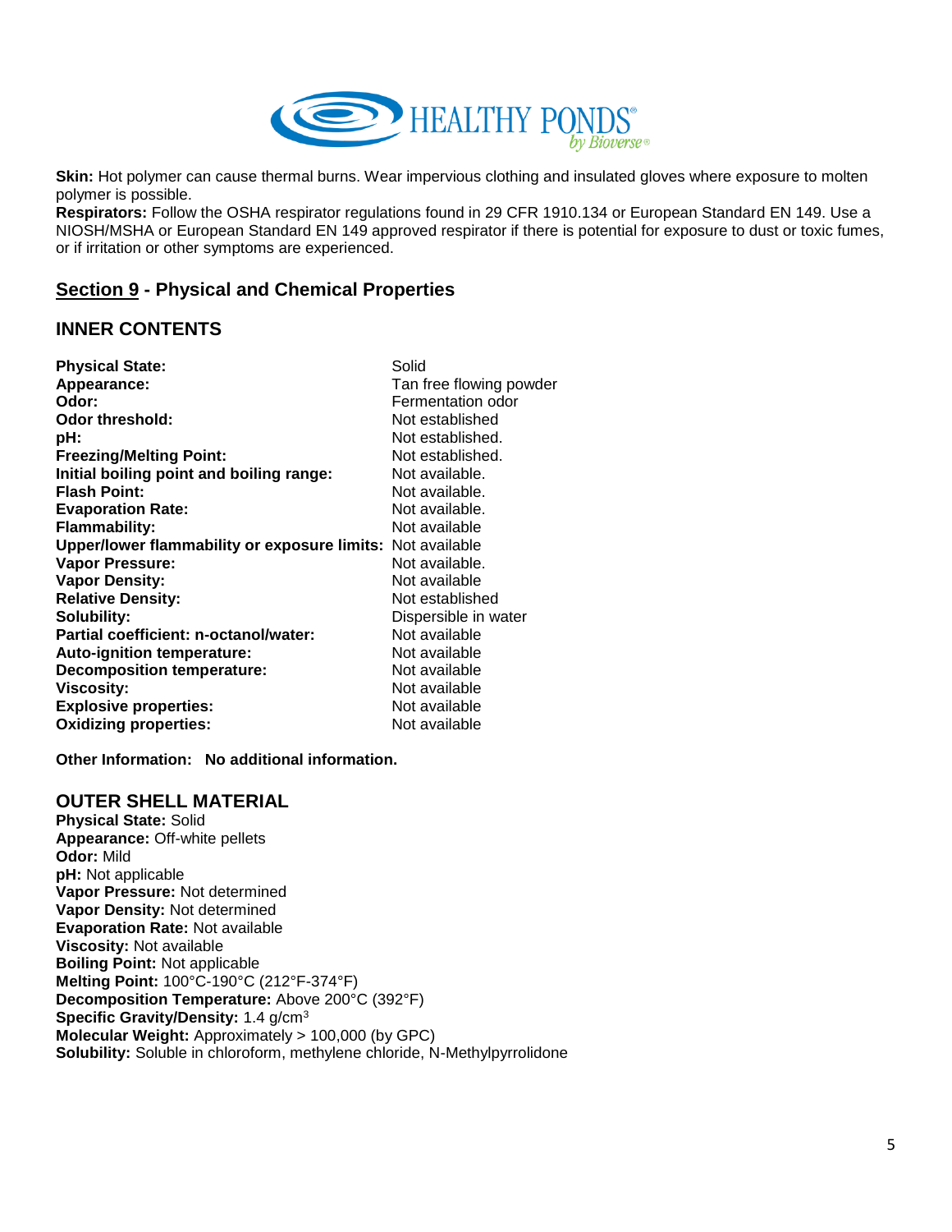**Skin:** Hot polymer can cause thermal burns. Wear impervious clothing and insulated gloves where exposure to molten polymer is possible.
**Respirators:** Follow the OSHA respirator regulations found in 29 CFR 1910.134 or European Standard EN 149. Use a NIOSH/MSHA or European Standard EN 149 approved respirator if there is potential for exposure to dust or toxic fumes, or if irritation or other symptoms are experienced.

## Section 9 - Physical and Chemical Properties

### INNER CONTENTS

| | |
|---|---|
| **Physical State:** | Solid |
| **Appearance:** | Tan free flowing powder |
| **Odor:** | Fermentation odor |
| **Odor threshold:** | Not established |
| **pH:** | Not established. |
| **Freezing/Melting Point:** | Not established. |
| **Initial boiling point and boiling range:** | Not available. |
| **Flash Point:** | Not available. |
| **Evaporation Rate:** | Not available. |
| **Flammability:** | Not available |
| **Upper/lower flammability or exposure limits:** | Not available |
| **Vapor Pressure:** | Not available. |
| **Vapor Density:** | Not available |
| **Relative Density:** | Not established |
| **Solubility:** | Dispersible in water |
| **Partial coefficient: n-octanol/water:** | Not available |
| **Auto-ignition temperature:** | Not available |
| **Decomposition temperature:** | Not available |
| **Viscosity:** | Not available |
| **Explosive properties:** | Not available |
| **Oxidizing properties:** | Not available |

**Other Information: No additional information.**

### OUTER SHELL MATERIAL

**Physical State:** Solid
**Appearance:** Off-white pellets
**Odor:** Mild
**pH:** Not applicable
**Vapor Pressure:** Not determined
**Vapor Density:** Not determined
**Evaporation Rate:** Not available
**Viscosity:** Not available
**Boiling Point:** Not applicable
**Melting Point:** 100°C-190°C (212°F-374°F)
**Decomposition Temperature:** Above 200°C (392°F)
**Specific Gravity/Density:** 1.4 g/cm$^3$
**Molecular Weight:** Approximately > 100,000 (by GPC)
**Solubility:** Soluble in chloroform, methylene chloride, N-Methylpyrrolidone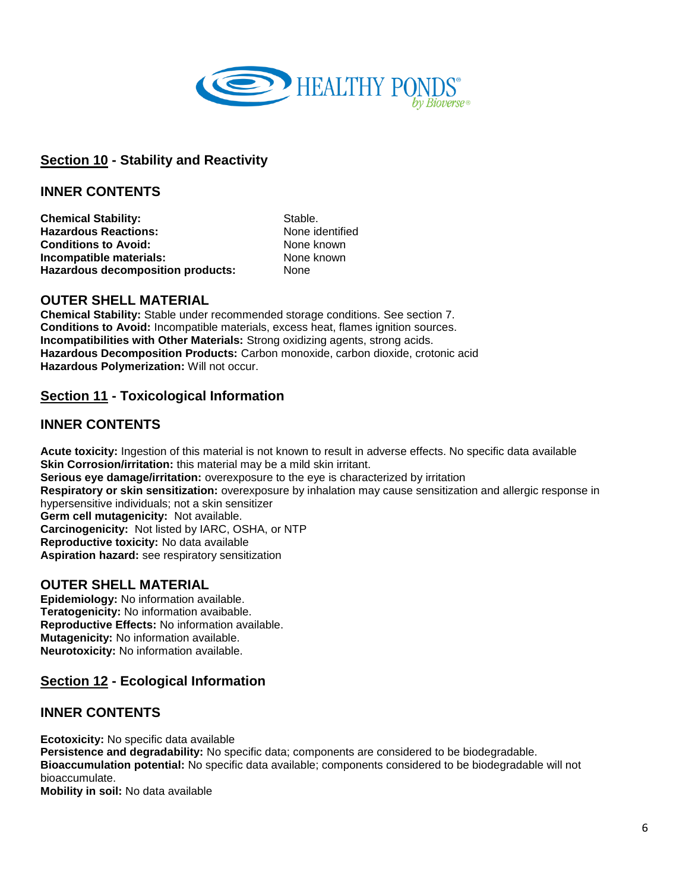## Section 10 - Stability and Reactivity

### INNER CONTENTS

| | |
|---|---|
| **Chemical Stability:** | Stable. |
| **Hazardous Reactions:** | None identified |
| **Conditions to Avoid:** | None known |
| **Incompatible materials:** | None known |
| **Hazardous decomposition products:** | None |

### OUTER SHELL MATERIAL

**Chemical Stability:** Stable under recommended storage conditions. See section 7.
**Conditions to Avoid:** Incompatible materials, excess heat, flames ignition sources.
**Incompatibilities with Other Materials:** Strong oxidizing agents, strong acids.
**Hazardous Decomposition Products:** Carbon monoxide, carbon dioxide, crotonic acid
**Hazardous Polymerization:** Will not occur.

## Section 11 - Toxicological Information

### INNER CONTENTS

**Acute toxicity:** Ingestion of this material is not known to result in adverse effects. No specific data available
**Skin Corrosion/irritation:** this material may be a mild skin irritant.
**Serious eye damage/irritation:** overexposure to the eye is characterized by irritation
**Respiratory or skin sensitization:** overexposure by inhalation may cause sensitization and allergic response in hypersensitive individuals; not a skin sensitizer
**Germ cell mutagenicity:** Not available.
**Carcinogenicity:** Not listed by IARC, OSHA, or NTP
**Reproductive toxicity:** No data available
**Aspiration hazard:** see respiratory sensitization

### OUTER SHELL MATERIAL

**Epidemiology:** No information available.
**Teratogenicity:** No information avaibable.
**Reproductive Effects:** No information available.
**Mutagenicity:** No information available.
**Neurotoxicity:** No information available.

## Section 12 - Ecological Information

### INNER CONTENTS

**Ecotoxicity:** No specific data available
**Persistence and degradability:** No specific data; components are considered to be biodegradable.
**Bioaccumulation potential:** No specific data available; components considered to be biodegradable will not bioaccumulate.
**Mobility in soil:** No data available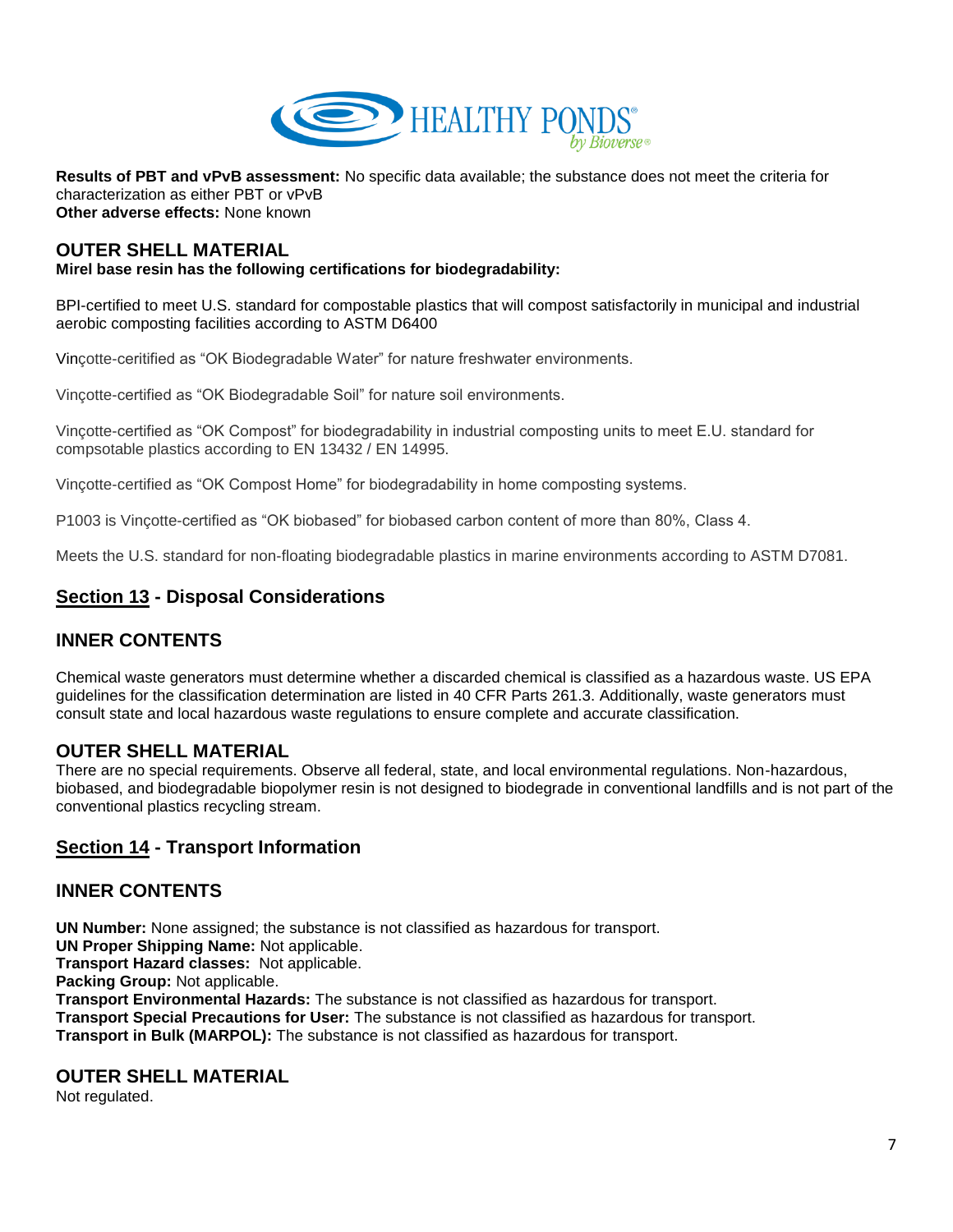**Results of PBT and vPvB assessment:** No specific data available; the substance does not meet the criteria for characterization as either PBT or vPvB
**Other adverse effects:** None known

### OUTER SHELL MATERIAL

**Mirel base resin has the following certifications for biodegradability:**

BPI-certified to meet U.S. standard for compostable plastics that will compost satisfactorily in municipal and industrial aerobic composting facilities according to ASTM D6400

Vinçotte-ceritified as "OK Biodegradable Water" for nature freshwater environments.

Vinçotte-certified as "OK Biodegradable Soil" for nature soil environments.

Vinçotte-certified as "OK Compost" for biodegradability in industrial composting units to meet E.U. standard for compsotable plastics according to EN 13432 / EN 14995.

Vinçotte-certified as "OK Compost Home" for biodegradability in home composting systems.

P1003 is Vinçotte-certified as "OK biobased" for biobased carbon content of more than 80%, Class 4.

Meets the U.S. standard for non-floating biodegradable plastics in marine environments according to ASTM D7081.

## Section 13 - Disposal Considerations

### INNER CONTENTS

Chemical waste generators must determine whether a discarded chemical is classified as a hazardous waste. US EPA guidelines for the classification determination are listed in 40 CFR Parts 261.3. Additionally, waste generators must consult state and local hazardous waste regulations to ensure complete and accurate classification.

### OUTER SHELL MATERIAL

There are no special requirements. Observe all federal, state, and local environmental regulations. Non-hazardous, biobased, and biodegradable biopolymer resin is not designed to biodegrade in conventional landfills and is not part of the conventional plastics recycling stream.

## Section 14 - Transport Information

### INNER CONTENTS

**UN Number:** None assigned; the substance is not classified as hazardous for transport.
**UN Proper Shipping Name:** Not applicable.
**Transport Hazard classes:** Not applicable.
**Packing Group:** Not applicable.
**Transport Environmental Hazards:** The substance is not classified as hazardous for transport.
**Transport Special Precautions for User:** The substance is not classified as hazardous for transport.
**Transport in Bulk (MARPOL):** The substance is not classified as hazardous for transport.

### OUTER SHELL MATERIAL

Not regulated.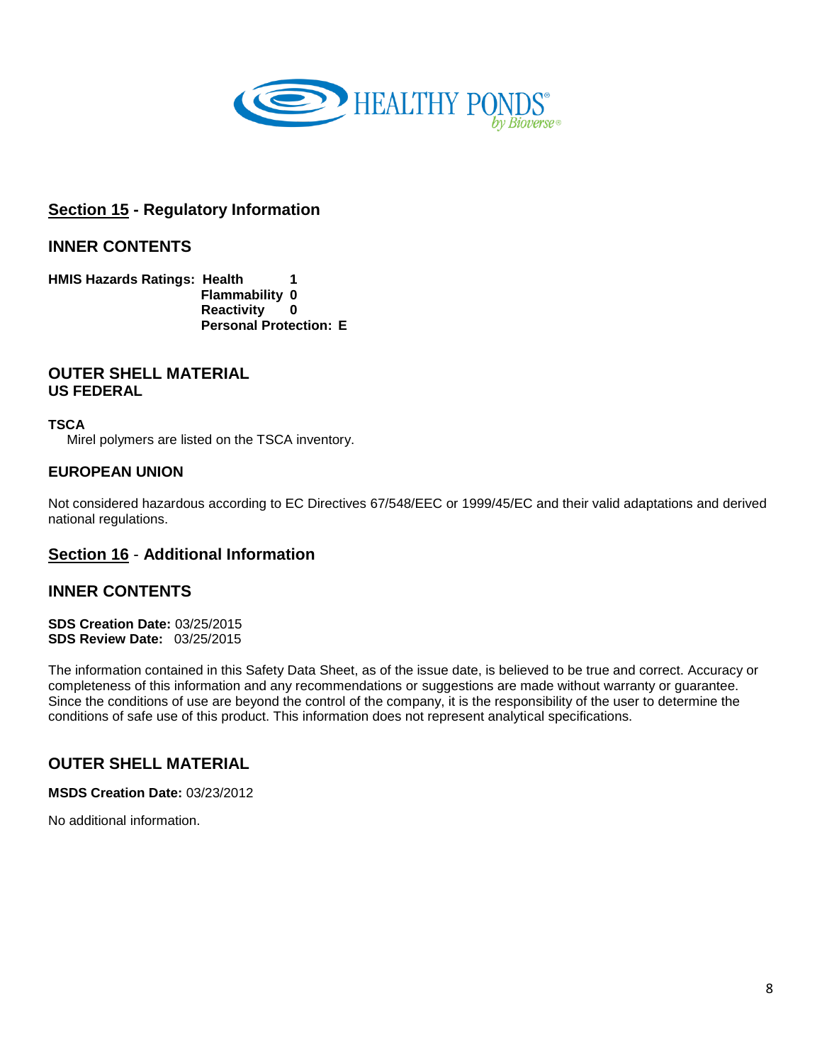## Section 15 - Regulatory Information

### INNER CONTENTS

**HMIS Hazards Ratings: Health 1**
**Flammability 0**
**Reactivity 0**
**Personal Protection: E**

### OUTER SHELL MATERIAL

**US FEDERAL**

**TSCA**

Mirel polymers are listed on the TSCA inventory.

### EUROPEAN UNION

Not considered hazardous according to EC Directives 67/548/EEC or 1999/45/EC and their valid adaptations and derived national regulations.

## Section 16 - Additional Information

### INNER CONTENTS

**SDS Creation Date:** 03/25/2015
**SDS Review Date:** 03/25/2015

The information contained in this Safety Data Sheet, as of the issue date, is believed to be true and correct. Accuracy or completeness of this information and any recommendations or suggestions are made without warranty or guarantee. Since the conditions of use are beyond the control of the company, it is the responsibility of the user to determine the conditions of safe use of this product. This information does not represent analytical specifications.

### OUTER SHELL MATERIAL

**MSDS Creation Date:** 03/23/2012

No additional information.